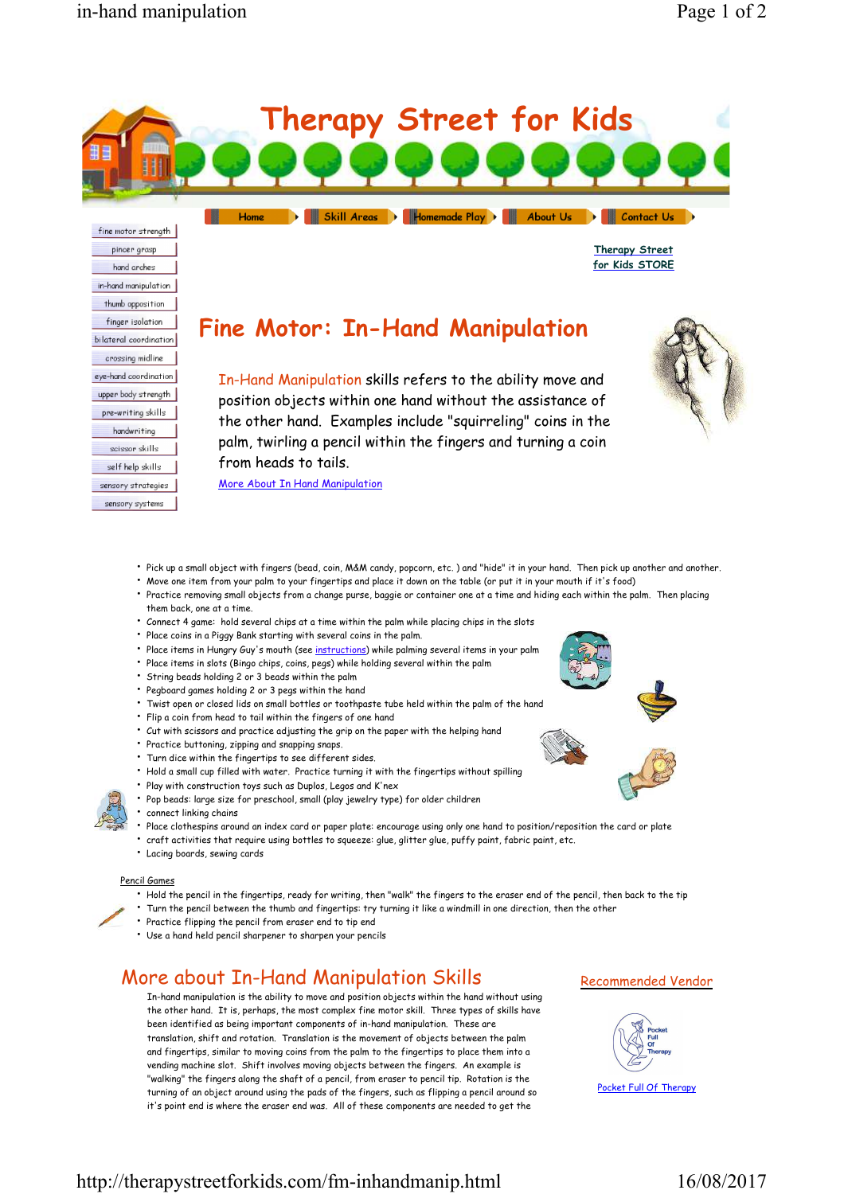# Therapy Street for Kids

Home | Skill Areas | Homemade Play | About Us | Contact Us

- fine motor strength
- pincer grasp
- hand arches
- in-hand manipulation
- thumb opposition
- finger isolation
- bilateral coordination
- crossing midline
- eye-hand coordination
- upper body strength
- pre-writing skills
- handwriting
- scissor skills
- self help skills
- sensory strategies
- sensory systems

Therapy Street for Kids STORE

## Fine Motor: In-Hand Manipulation

In-Hand Manipulation skills refers to the ability move and position objects within one hand without the assistance of the other hand. Examples include "squirreling" coins in the palm, twirling a pencil within the fingers and turning a coin from heads to tails.

More About In Hand Manipulation

- Pick up a small object with fingers (bead, coin, M&M candy, popcorn, etc. ) and "hide" it in your hand. Then pick up another and another.
- Move one item from your palm to your fingertips and place it down on the table (or put it in your mouth if it's food)
- Practice removing small objects from a change purse, baggie or container one at a time and hiding each within the palm. Then placing them back, one at a time.
- Connect 4 game: hold several chips at a time within the palm while placing chips in the slots
- Place coins in a Piggy Bank starting with several coins in the palm.
- Place items in Hungry Guy's mouth (see instructions) while palming several items in your palm
- Place items in slots (Bingo chips, coins, pegs) while holding several within the palm
- String beads holding 2 or 3 beads within the palm
- Pegboard games holding 2 or 3 pegs within the hand
- Twist open or closed lids on small bottles or toothpaste tube held within the palm of the hand
- Flip a coin from head to tail within the fingers of one hand
- Cut with scissors and practice adjusting the grip on the paper with the helping hand
- Practice buttoning, zipping and snapping snaps.
- Turn dice within the fingertips to see different sides.
- Hold a small cup filled with water. Practice turning it with the fingertips without spilling
- Play with construction toys such as Duplos, Legos and K'nex
- Pop beads: large size for preschool, small (play jewelry type) for older children
- connect linking chains
- Place clothespins around an index card or paper plate: encourage using only one hand to position/reposition the card or plate
- craft activities that require using bottles to squeeze: glue, glitter glue, puffy paint, fabric paint, etc.
- Lacing boards, sewing cards

Pencil Games

- Hold the pencil in the fingertips, ready for writing, then "walk" the fingers to the eraser end of the pencil, then back to the tip
- Turn the pencil between the thumb and fingertips: try turning it like a windmill in one direction, then the other
- Practice flipping the pencil from eraser end to tip end
- Use a hand held pencil sharpener to sharpen your pencils

## More about In-Hand Manipulation Skills

In-hand manipulation is the ability to move and position objects within the hand without using the other hand. It is, perhaps, the most complex fine motor skill. Three types of skills have been identified as being important components of in-hand manipulation. These are translation, shift and rotation. Translation is the movement of objects between the palm and fingertips, similar to moving coins from the palm to the fingertips to place them into a vending machine slot. Shift involves moving objects between the fingers. An example is "walking" the fingers along the shaft of a pencil, from eraser to pencil tip. Rotation is the turning of an object around using the pads of the fingers, such as flipping a pencil around so it's point end is where the eraser end was. All of these components are needed to get the

Recommended Vendor

Pocket Full Of Therapy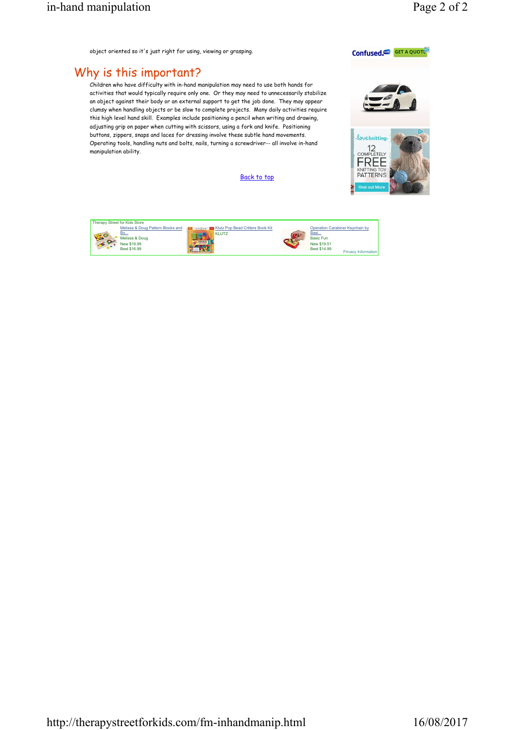object oriented so it's just right for using, viewing or grasping.

## Why is this important?

Children who have difficulty with in-hand manipulation may need to use both hands for activities that would typically require only one. Or they may need to unnecessarily stabilize an object against their body or an external support to get the job done. They may appear clumsy when handling objects or be slow to complete projects. Many daily activities require this high level hand skill. Examples include positioning a pencil when writing and drawing, adjusting grip on paper when cutting with scissors, using a fork and knife. Positioning buttons, zippers, snaps and laces for dressing involve these subtle hand movements. Operating tools, handling nuts and bolts, nails, turning a screwdriver-- all involve in-hand manipulation ability.

Back to top

Confused.com GET A QUOTE

-loveknitting-
12 COMPLETELY FREE KNITTING TOY PATTERNS
Find out More

Therapy Street for Kids Store

Melissa & Doug Pattern Blocks and Bo...
Melissa & Doug
New $19.99
Best $16.99

Klutz Pop Bead Critters Book Kit
KLUTZ

Operation Carabiner Keychain by Basi...
Basic Fun
New $19.51
Best $14.99

Privacy Information